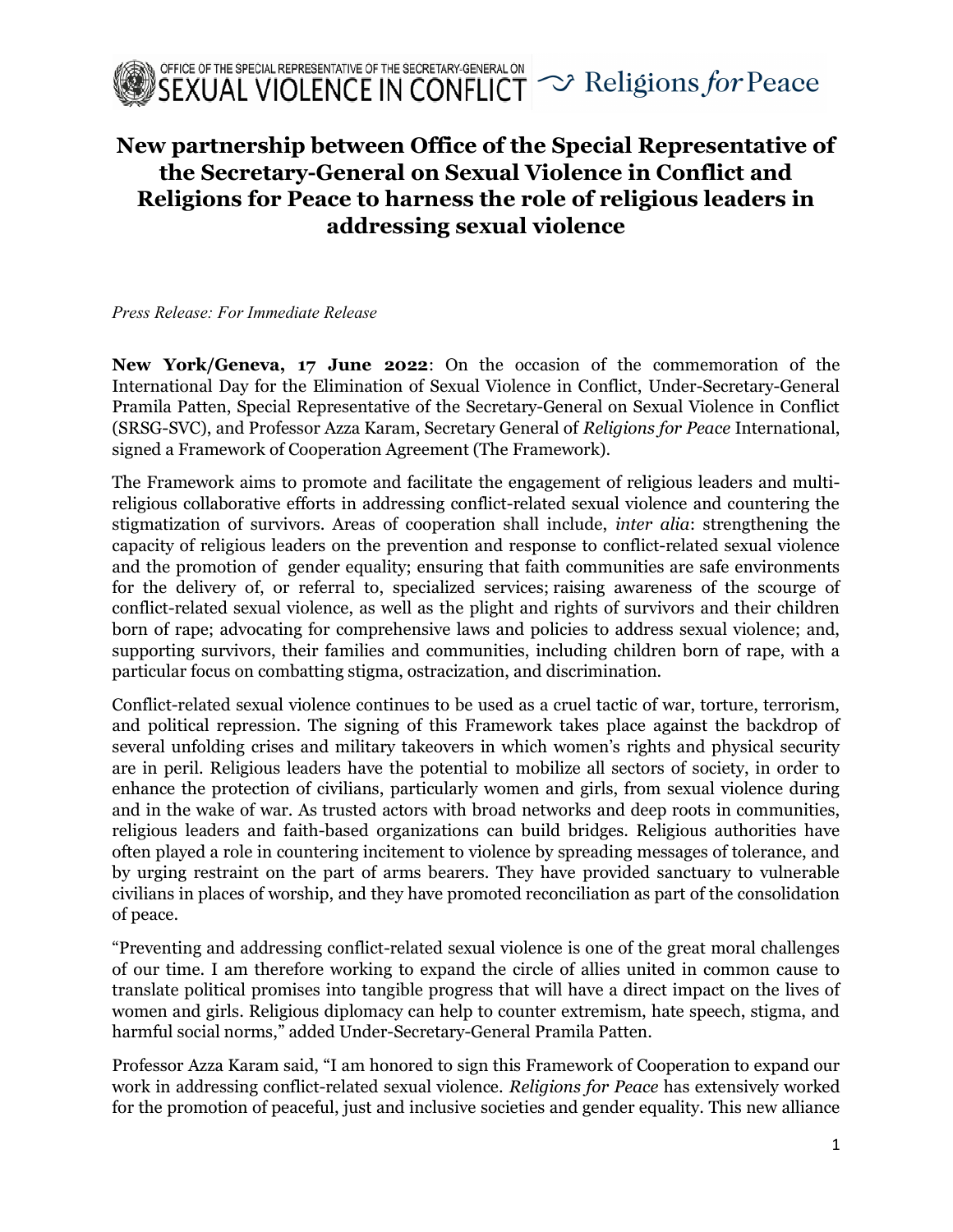OFFICE OF THE SPECIAL REPRESENTATIVE OF THE SECRETARY-GENERAL ON SEXUAL VIOLENCE IN CONFLICT — Religions *for* Peace

# New partnership between Office of the Special Representative of the Secretary-General on Sexual Violence in Conflict and Religions for Peace to harness the role of religious leaders in addressing sexual violence

*Press Release: For Immediate Release*

**New York/Geneva, 17 June 2022**: On the occasion of the commemoration of the International Day for the Elimination of Sexual Violence in Conflict, Under-Secretary-General Pramila Patten, Special Representative of the Secretary-General on Sexual Violence in Conflict (SRSG-SVC), and Professor Azza Karam, Secretary General of *Religions for Peace* International, signed a Framework of Cooperation Agreement (The Framework).

The Framework aims to promote and facilitate the engagement of religious leaders and multi-religious collaborative efforts in addressing conflict-related sexual violence and countering the stigmatization of survivors. Areas of cooperation shall include, *inter alia*: strengthening the capacity of religious leaders on the prevention and response to conflict-related sexual violence and the promotion of gender equality; ensuring that faith communities are safe environments for the delivery of, or referral to, specialized services; raising awareness of the scourge of conflict-related sexual violence, as well as the plight and rights of survivors and their children born of rape; advocating for comprehensive laws and policies to address sexual violence; and, supporting survivors, their families and communities, including children born of rape, with a particular focus on combatting stigma, ostracization, and discrimination.

Conflict-related sexual violence continues to be used as a cruel tactic of war, torture, terrorism, and political repression. The signing of this Framework takes place against the backdrop of several unfolding crises and military takeovers in which women's rights and physical security are in peril. Religious leaders have the potential to mobilize all sectors of society, in order to enhance the protection of civilians, particularly women and girls, from sexual violence during and in the wake of war. As trusted actors with broad networks and deep roots in communities, religious leaders and faith-based organizations can build bridges. Religious authorities have often played a role in countering incitement to violence by spreading messages of tolerance, and by urging restraint on the part of arms bearers. They have provided sanctuary to vulnerable civilians in places of worship, and they have promoted reconciliation as part of the consolidation of peace.

"Preventing and addressing conflict-related sexual violence is one of the great moral challenges of our time. I am therefore working to expand the circle of allies united in common cause to translate political promises into tangible progress that will have a direct impact on the lives of women and girls. Religious diplomacy can help to counter extremism, hate speech, stigma, and harmful social norms," added Under-Secretary-General Pramila Patten.

Professor Azza Karam said, "I am honored to sign this Framework of Cooperation to expand our work in addressing conflict-related sexual violence. *Religions for Peace* has extensively worked for the promotion of peaceful, just and inclusive societies and gender equality. This new alliance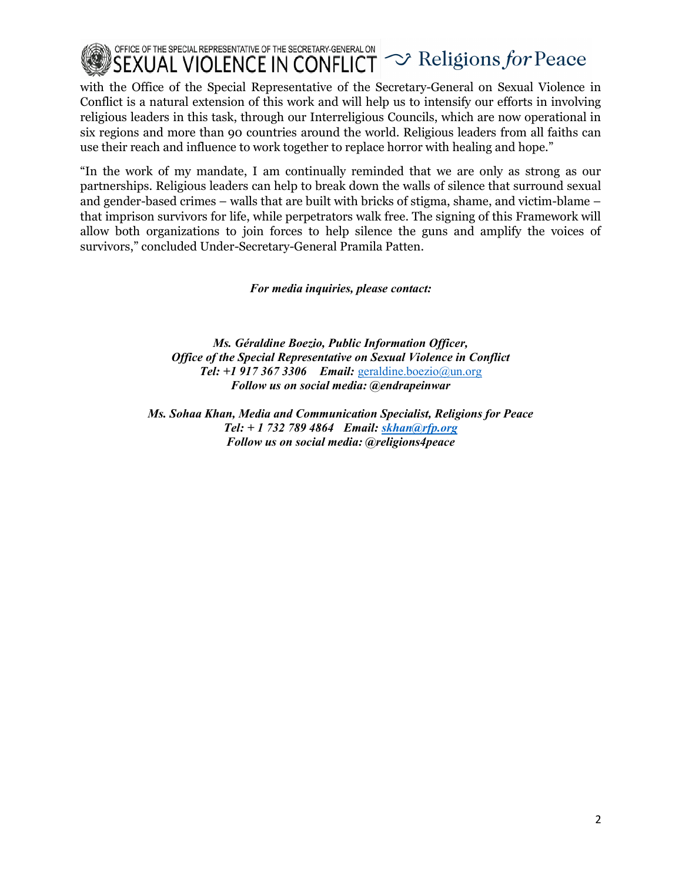with the Office of the Special Representative of the Secretary-General on Sexual Violence in Conflict is a natural extension of this work and will help us to intensify our efforts in involving religious leaders in this task, through our Interreligious Councils, which are now operational in six regions and more than 90 countries around the world. Religious leaders from all faiths can use their reach and influence to work together to replace horror with healing and hope."

"In the work of my mandate, I am continually reminded that we are only as strong as our partnerships. Religious leaders can help to break down the walls of silence that surround sexual and gender-based crimes – walls that are built with bricks of stigma, shame, and victim-blame – that imprison survivors for life, while perpetrators walk free. The signing of this Framework will allow both organizations to join forces to help silence the guns and amplify the voices of survivors," concluded Under-Secretary-General Pramila Patten.

***For media inquiries, please contact:***

***Ms. Géraldine Boezio, Public Information Officer,***
***Office of the Special Representative on Sexual Violence in Conflict***
***Tel: +1 917 367 3306 Email:*** geraldine.boezio@un.org
***Follow us on social media: @endrapeinwar***

***Ms. Sohaa Khan, Media and Communication Specialist, Religions for Peace***
***Tel: + 1 732 789 4864 Email: skhan@rfp.org***
***Follow us on social media: @religions4peace***